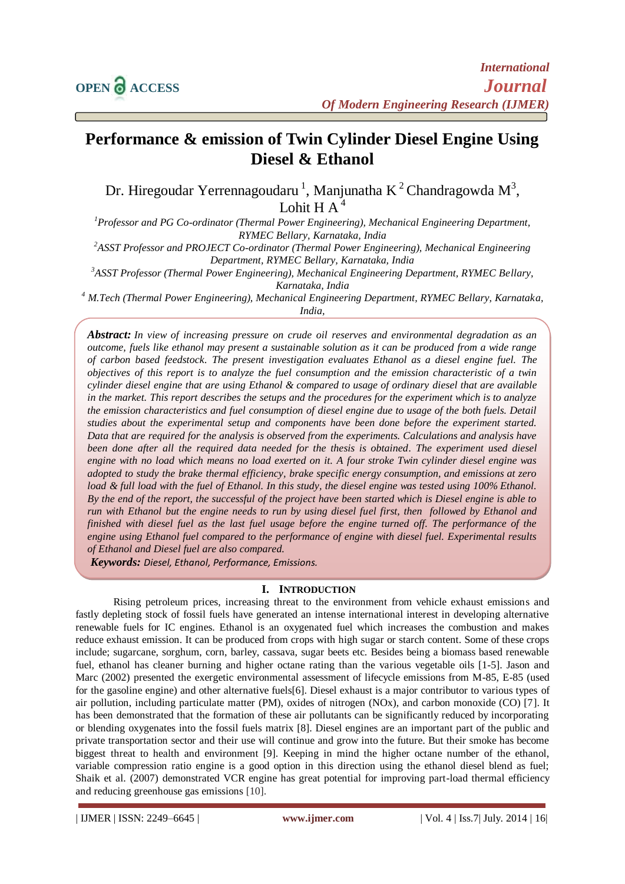# Performance & emission of Twin Cylinder Diesel Engine Using Diesel & Ethanol

Dr. Hiregoudar Yerrennagoudaru [1], Manjunatha K [2] Chandragowda M[3], Lohit H A [4]

[1]*Professor and PG Co-ordinator (Thermal Power Engineering), Mechanical Engineering Department, RYMEC Bellary, Karnataka, India*

[2]*ASST Professor and PROJECT Co-ordinator (Thermal Power Engineering), Mechanical Engineering Department, RYMEC Bellary, Karnataka, India*

[3]*ASST Professor (Thermal Power Engineering), Mechanical Engineering Department, RYMEC Bellary, Karnataka, India*

[4] *M.Tech (Thermal Power Engineering), Mechanical Engineering Department, RYMEC Bellary, Karnataka, India,*

***Abstract:*** *In view of increasing pressure on crude oil reserves and environmental degradation as an outcome, fuels like ethanol may present a sustainable solution as it can be produced from a wide range of carbon based feedstock. The present investigation evaluates Ethanol as a diesel engine fuel. The objectives of this report is to analyze the fuel consumption and the emission characteristic of a twin cylinder diesel engine that are using Ethanol & compared to usage of ordinary diesel that are available in the market. This report describes the setups and the procedures for the experiment which is to analyze the emission characteristics and fuel consumption of diesel engine due to usage of the both fuels. Detail studies about the experimental setup and components have been done before the experiment started. Data that are required for the analysis is observed from the experiments. Calculations and analysis have been done after all the required data needed for the thesis is obtained. The experiment used diesel engine with no load which means no load exerted on it. A four stroke Twin cylinder diesel engine was adopted to study the brake thermal efficiency, brake specific energy consumption, and emissions at zero load & full load with the fuel of Ethanol. In this study, the diesel engine was tested using 100% Ethanol. By the end of the report, the successful of the project have been started which is Diesel engine is able to run with Ethanol but the engine needs to run by using diesel fuel first, then followed by Ethanol and finished with diesel fuel as the last fuel usage before the engine turned off. The performance of the engine using Ethanol fuel compared to the performance of engine with diesel fuel. Experimental results of Ethanol and Diesel fuel are also compared.*

***Keywords:*** *Diesel, Ethanol, Performance, Emissions.*

## I. Introduction

Rising petroleum prices, increasing threat to the environment from vehicle exhaust emissions and fastly depleting stock of fossil fuels have generated an intense international interest in developing alternative renewable fuels for IC engines. Ethanol is an oxygenated fuel which increases the combustion and makes reduce exhaust emission. It can be produced from crops with high sugar or starch content. Some of these crops include; sugarcane, sorghum, corn, barley, cassava, sugar beets etc. Besides being a biomass based renewable fuel, ethanol has cleaner burning and higher octane rating than the various vegetable oils [1-5]. Jason and Marc (2002) presented the exergetic environmental assessment of lifecycle emissions from M-85, E-85 (used for the gasoline engine) and other alternative fuels[6]. Diesel exhaust is a major contributor to various types of air pollution, including particulate matter (PM), oxides of nitrogen (NOx), and carbon monoxide (CO) [7]. It has been demonstrated that the formation of these air pollutants can be significantly reduced by incorporating or blending oxygenates into the fossil fuels matrix [8]. Diesel engines are an important part of the public and private transportation sector and their use will continue and grow into the future. But their smoke has become biggest threat to health and environment [9]. Keeping in mind the higher octane number of the ethanol, variable compression ratio engine is a good option in this direction using the ethanol diesel blend as fuel; Shaik et al. (2007) demonstrated VCR engine has great potential for improving part-load thermal efficiency and reducing greenhouse gas emissions [10].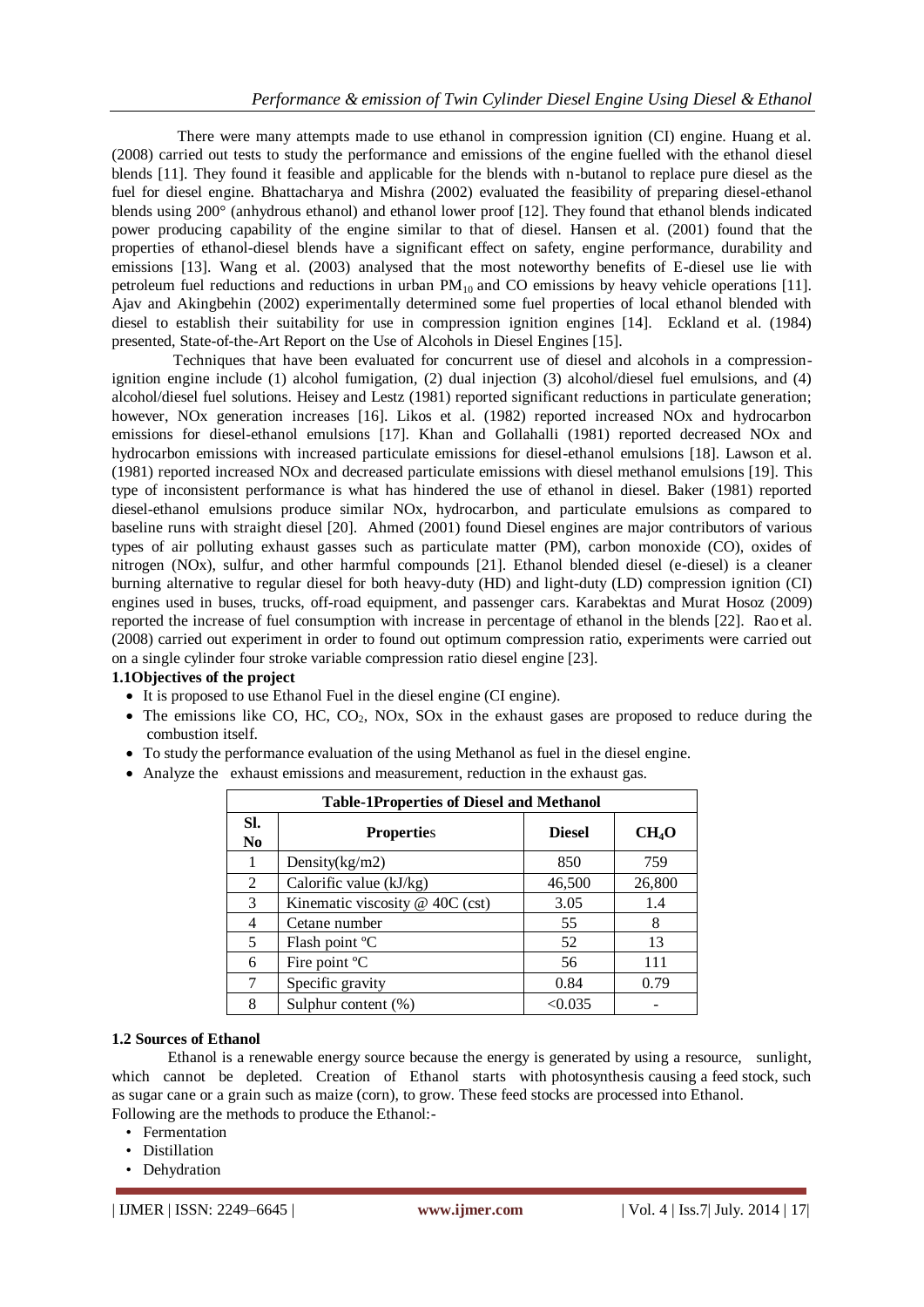There were many attempts made to use ethanol in compression ignition (CI) engine. Huang et al. (2008) carried out tests to study the performance and emissions of the engine fuelled with the ethanol diesel blends [11]. They found it feasible and applicable for the blends with n-butanol to replace pure diesel as the fuel for diesel engine. Bhattacharya and Mishra (2002) evaluated the feasibility of preparing diesel-ethanol blends using 200° (anhydrous ethanol) and ethanol lower proof [12]. They found that ethanol blends indicated power producing capability of the engine similar to that of diesel. Hansen et al. (2001) found that the properties of ethanol-diesel blends have a significant effect on safety, engine performance, durability and emissions [13]. Wang et al. (2003) analysed that the most noteworthy benefits of E-diesel use lie with petroleum fuel reductions and reductions in urban $PM_{10}$ and CO emissions by heavy vehicle operations [11]. Ajav and Akingbehin (2002) experimentally determined some fuel properties of local ethanol blended with diesel to establish their suitability for use in compression ignition engines [14]. Eckland et al. (1984) presented, State-of-the-Art Report on the Use of Alcohols in Diesel Engines [15].

Techniques that have been evaluated for concurrent use of diesel and alcohols in a compression-ignition engine include (1) alcohol fumigation, (2) dual injection (3) alcohol/diesel fuel emulsions, and (4) alcohol/diesel fuel solutions. Heisey and Lestz (1981) reported significant reductions in particulate generation; however, NOx generation increases [16]. Likos et al. (1982) reported increased NOx and hydrocarbon emissions for diesel-ethanol emulsions [17]. Khan and Gollahalli (1981) reported decreased NOx and hydrocarbon emissions with increased particulate emissions for diesel-ethanol emulsions [18]. Lawson et al. (1981) reported increased NOx and decreased particulate emissions with diesel methanol emulsions [19]. This type of inconsistent performance is what has hindered the use of ethanol in diesel. Baker (1981) reported diesel-ethanol emulsions produce similar NOx, hydrocarbon, and particulate emulsions as compared to baseline runs with straight diesel [20]. Ahmed (2001) found Diesel engines are major contributors of various types of air polluting exhaust gasses such as particulate matter (PM), carbon monoxide (CO), oxides of nitrogen (NOx), sulfur, and other harmful compounds [21]. Ethanol blended diesel (e-diesel) is a cleaner burning alternative to regular diesel for both heavy-duty (HD) and light-duty (LD) compression ignition (CI) engines used in buses, trucks, off-road equipment, and passenger cars. Karabektas and Murat Hosoz (2009) reported the increase of fuel consumption with increase in percentage of ethanol in the blends [22]. Rao et al. (2008) carried out experiment in order to found out optimum compression ratio, experiments were carried out on a single cylinder four stroke variable compression ratio diesel engine [23].

### 1.1 Objectives of the project

- It is proposed to use Ethanol Fuel in the diesel engine (CI engine).
- The emissions like CO, HC, $CO_2$, NOx, SOx in the exhaust gases are proposed to reduce during the combustion itself.
- To study the performance evaluation of the using Methanol as fuel in the diesel engine.
- Analyze the exhaust emissions and measurement, reduction in the exhaust gas.

**Table-1 Properties of Diesel and Methanol**

| Sl. No | Properties | Diesel | $CH_4O$ |
|---|---|---|---|
| 1 | Density(kg/m2) | 850 | 759 |
| 2 | Calorific value (kJ/kg) | 46,500 | 26,800 |
| 3 | Kinematic viscosity @ 40C (cst) | 3.05 | 1.4 |
| 4 | Cetane number | 55 | 8 |
| 5 | Flash point ºC | 52 | 13 |
| 6 | Fire point ºC | 56 | 111 |
| 7 | Specific gravity | 0.84 | 0.79 |
| 8 | Sulphur content (%) | <0.035 | - |

### 1.2 Sources of Ethanol

Ethanol is a renewable energy source because the energy is generated by using a resource, sunlight, which cannot be depleted. Creation of Ethanol starts with photosynthesis causing a feed stock, such as sugar cane or a grain such as maize (corn), to grow. These feed stocks are processed into Ethanol.

Following are the methods to produce the Ethanol:-

- Fermentation
- Distillation
- Dehydration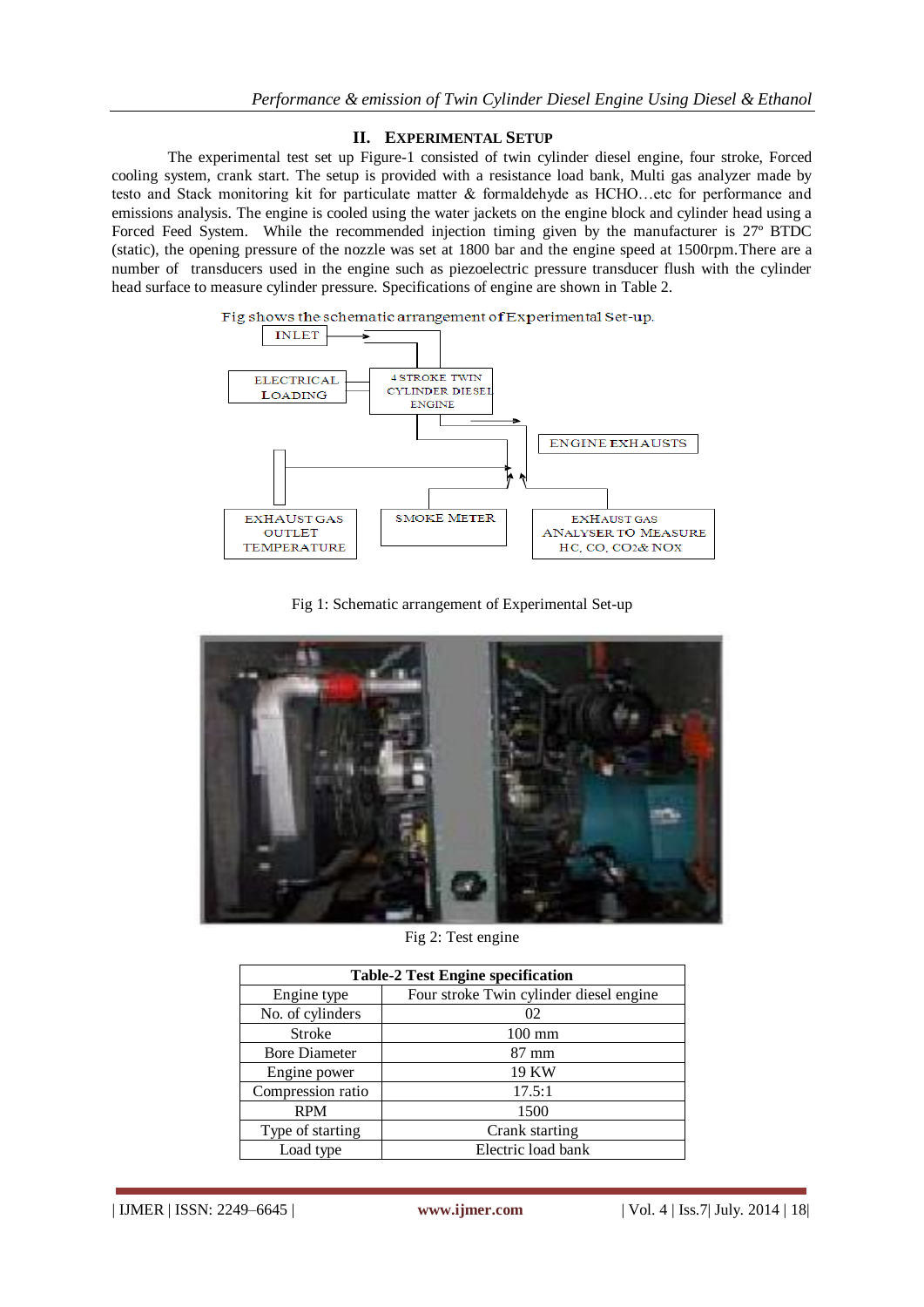## II. EXPERIMENTAL SETUP

The experimental test set up Figure-1 consisted of twin cylinder diesel engine, four stroke, Forced cooling system, crank start. The setup is provided with a resistance load bank, Multi gas analyzer made by testo and Stack monitoring kit for particulate matter & formaldehyde as HCHO…etc for performance and emissions analysis. The engine is cooled using the water jackets on the engine block and cylinder head using a Forced Feed System. While the recommended injection timing given by the manufacturer is 27º BTDC (static), the opening pressure of the nozzle was set at 1800 bar and the engine speed at 1500rpm. There are a number of transducers used in the engine such as piezoelectric pressure transducer flush with the cylinder head surface to measure cylinder pressure. Specifications of engine are shown in Table 2.

Fig shows the schematic arrangement of Experimental Set-up.

INLET

ELECTRICAL LOADING

4 STROKE TWIN CYLINDER DIESEL ENGINE

ENGINE EXHAUSTS

EXHAUST GAS OUTLET TEMPERATURE

SMOKE METER

EXHAUST GAS ANALYSER TO MEASURE HC, CO, CO2& NOX

Fig 1: Schematic arrangement of Experimental Set-up

Fig 2: Test engine

| Table-2 Test Engine specification | |
|---|---|
| Engine type | Four stroke Twin cylinder diesel engine |
| No. of cylinders | 02 |
| Stroke | 100 mm |
| Bore Diameter | 87 mm |
| Engine power | 19 KW |
| Compression ratio | 17.5:1 |
| RPM | 1500 |
| Type of starting | Crank starting |
| Load type | Electric load bank |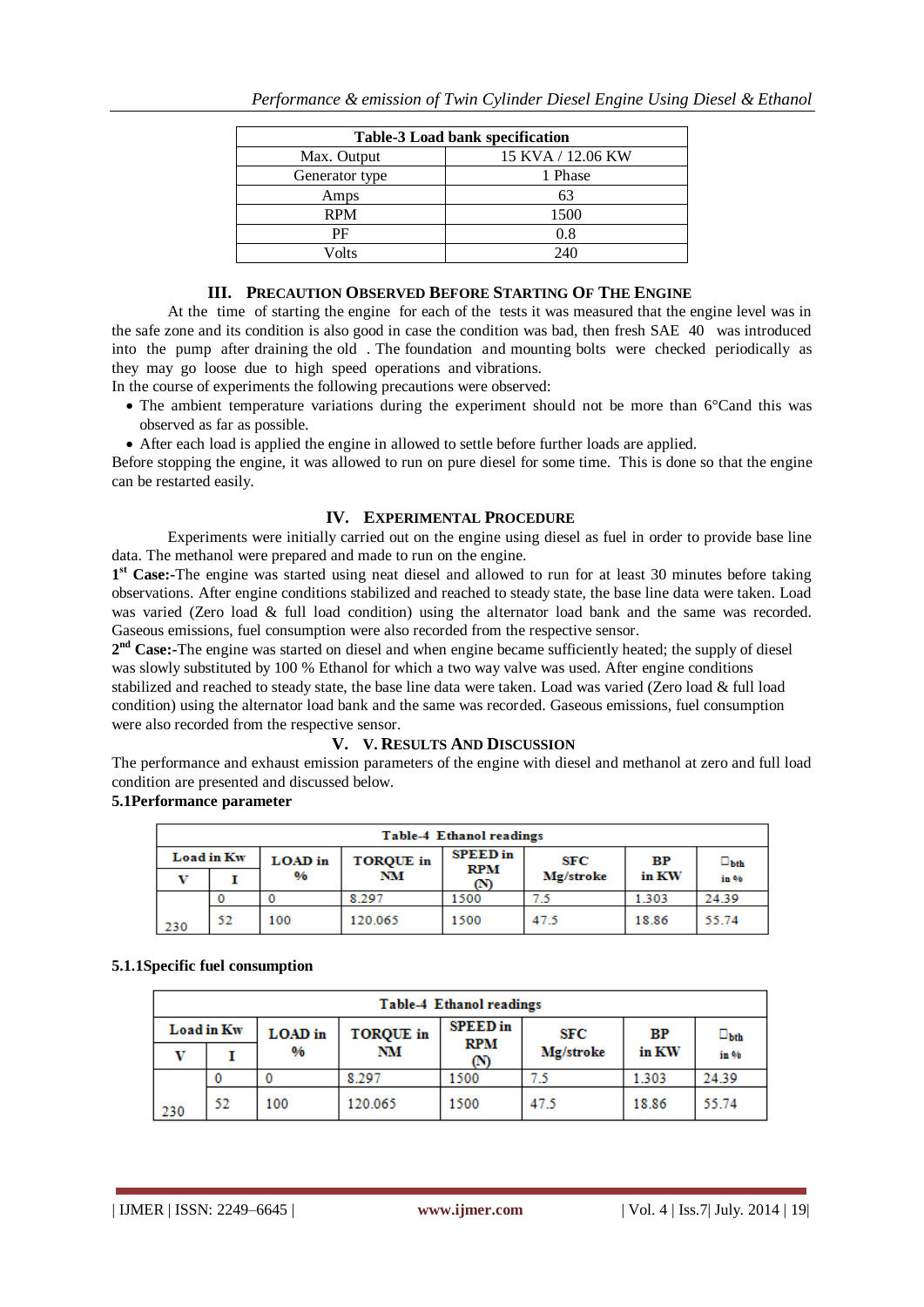| Table-3 Load bank specification | |
|---|---|
| Max. Output | 15 KVA / 12.06 KW |
| Generator type | 1 Phase |
| Amps | 63 |
| RPM | 1500 |
| PF | 0.8 |
| Volts | 240 |

## III. Precaution Observed Before Starting Of The Engine

At the time of starting the engine for each of the tests it was measured that the engine level was in the safe zone and its condition is also good in case the condition was bad, then fresh SAE 40 was introduced into the pump after draining the old . The foundation and mounting bolts were checked periodically as they may go loose due to high speed operations and vibrations.

In the course of experiments the following precautions were observed:

- The ambient temperature variations during the experiment should not be more than 6°Cand this was observed as far as possible.
- After each load is applied the engine in allowed to settle before further loads are applied.

Before stopping the engine, it was allowed to run on pure diesel for some time. This is done so that the engine can be restarted easily.

## IV. Experimental Procedure

Experiments were initially carried out on the engine using diesel as fuel in order to provide base line data. The methanol were prepared and made to run on the engine.

**1st Case:-**The engine was started using neat diesel and allowed to run for at least 30 minutes before taking observations. After engine conditions stabilized and reached to steady state, the base line data were taken. Load was varied (Zero load & full load condition) using the alternator load bank and the same was recorded. Gaseous emissions, fuel consumption were also recorded from the respective sensor.

**2nd Case:-**The engine was started on diesel and when engine became sufficiently heated; the supply of diesel was slowly substituted by 100 % Ethanol for which a two way valve was used. After engine conditions stabilized and reached to steady state, the base line data were taken. Load was varied (Zero load & full load condition) using the alternator load bank and the same was recorded. Gaseous emissions, fuel consumption were also recorded from the respective sensor.

## V. V. Results And Discussion

The performance and exhaust emission parameters of the engine with diesel and methanol at zero and full load condition are presented and discussed below.

### 5.1Performance parameter

| Table-4 Ethanol readings | | | | | | | |
|---|---|---|---|---|---|---|---|
| Load in Kw | | LOAD in % | TORQUE in NM | SPEED in RPM (N) | SFC Mg/stroke | BP in KW | $\eta_{bth}$ in % |
| V | I | | | | | | |
| 230 | 0 | 0 | 8.297 | 1500 | 7.5 | 1.303 | 24.39 |
| | 52 | 100 | 120.065 | 1500 | 47.5 | 18.86 | 55.74 |

#### 5.1.1Specific fuel consumption

| Table-4 Ethanol readings | | | | | | | |
|---|---|---|---|---|---|---|---|
| Load in Kw | | LOAD in % | TORQUE in NM | SPEED in RPM (N) | SFC Mg/stroke | BP in KW | $\eta_{bth}$ in % |
| V | I | | | | | | |
| 230 | 0 | 0 | 8.297 | 1500 | 7.5 | 1.303 | 24.39 |
| | 52 | 100 | 120.065 | 1500 | 47.5 | 18.86 | 55.74 |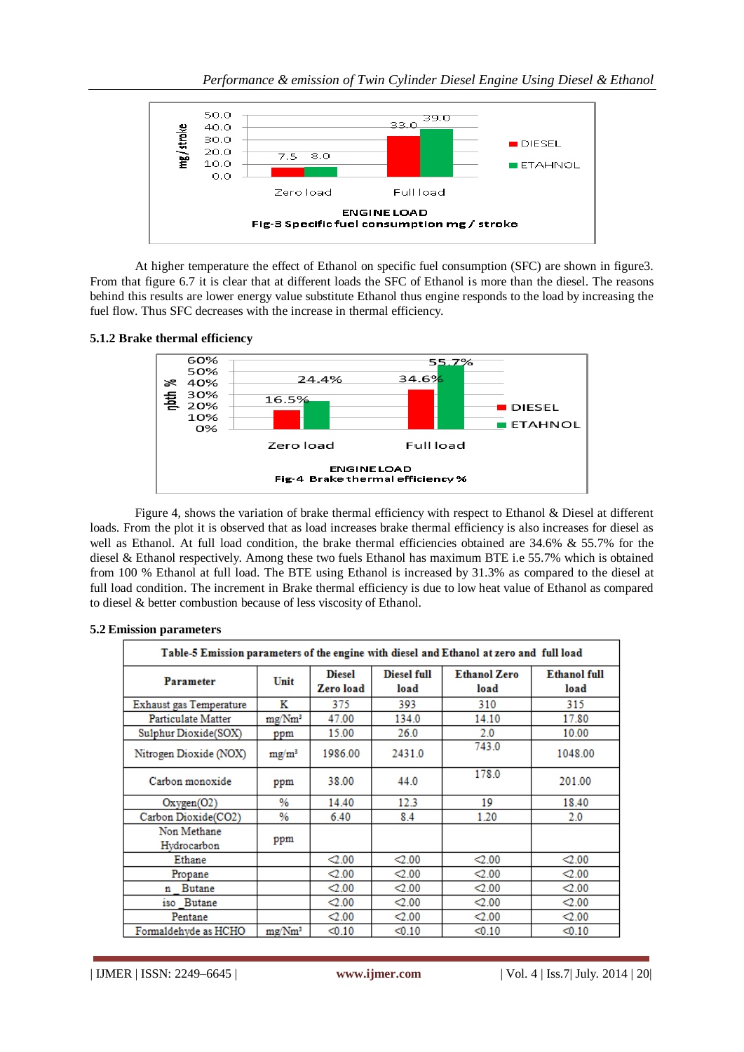Fig-3 Specific fuel consumption mg / stroke

At higher temperature the effect of Ethanol on specific fuel consumption (SFC) are shown in figure3. From that figure 6.7 it is clear that at different loads the SFC of Ethanol is more than the diesel. The reasons behind this results are lower energy value substitute Ethanol thus engine responds to the load by increasing the fuel flow. Thus SFC decreases with the increase in thermal efficiency.

### 5.1.2 Brake thermal efficiency

Fig-4 Brake thermal efficiency %

Figure 4, shows the variation of brake thermal efficiency with respect to Ethanol & Diesel at different loads. From the plot it is observed that as load increases brake thermal efficiency is also increases for diesel as well as Ethanol. At full load condition, the brake thermal efficiencies obtained are 34.6% & 55.7% for the diesel & Ethanol respectively. Among these two fuels Ethanol has maximum BTE i.e 55.7% which is obtained from 100 % Ethanol at full load. The BTE using Ethanol is increased by 31.3% as compared to the diesel at full load condition. The increment in Brake thermal efficiency is due to low heat value of Ethanol as compared to diesel & better combustion because of less viscosity of Ethanol.

## 5.2 Emission parameters

Table-5 Emission parameters of the engine with diesel and Ethanol at zero and full load

| Parameter | Unit | Diesel Zero load | Diesel full load | Ethanol Zero load | Ethanol full load |
|---|---|---|---|---|---|
| Exhaust gas Temperature | K | 375 | 393 | 310 | 315 |
| Particulate Matter | mg/Nm³ | 47.00 | 134.0 | 14.10 | 17.80 |
| Sulphur Dioxide(SOX) | ppm | 15.00 | 26.0 | 2.0 | 10.00 |
| Nitrogen Dioxide (NOX) | mg/m³ | 1986.00 | 2431.0 | 743.0 | 1048.00 |
| Carbon monoxide | ppm | 38.00 | 44.0 | 178.0 | 201.00 |
| Oxygen(O2) | % | 14.40 | 12.3 | 19 | 18.40 |
| Carbon Dioxide(CO2) | % | 6.40 | 8.4 | 1.20 | 2.0 |
| Non Methane Hydrocarbon | ppm | | | | |
| Ethane | | <2.00 | <2.00 | <2.00 | <2.00 |
| Propane | | <2.00 | <2.00 | <2.00 | <2.00 |
| n _Butane | | <2.00 | <2.00 | <2.00 | <2.00 |
| iso _Butane | | <2.00 | <2.00 | <2.00 | <2.00 |
| Pentane | | <2.00 | <2.00 | <2.00 | <2.00 |
| Formaldehyde as HCHO | mg/Nm³ | <0.10 | <0.10 | <0.10 | <0.10 |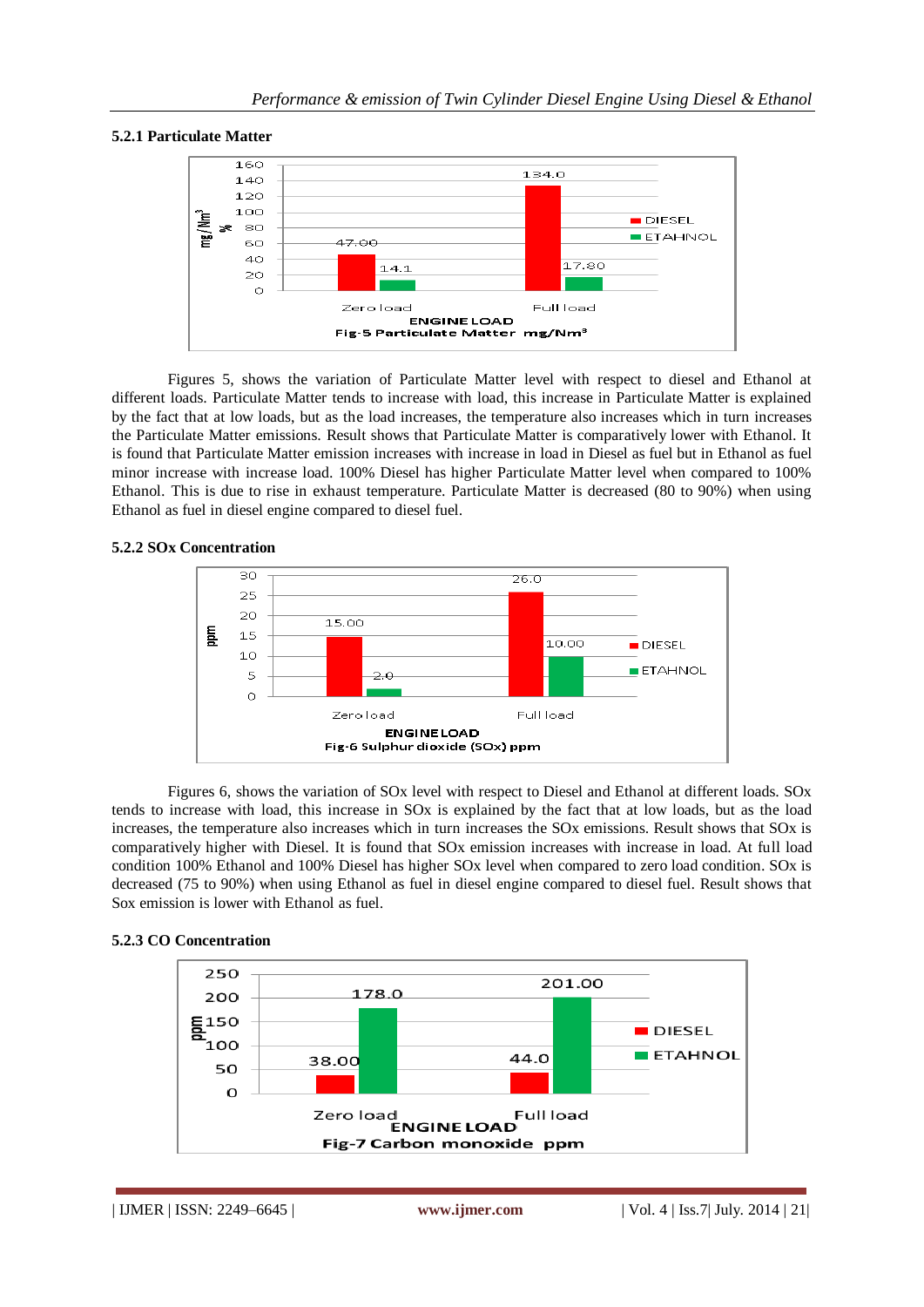### 5.2.1 Particulate Matter

Fig-5 Particulate Matter mg/Nm³

Figures 5, shows the variation of Particulate Matter level with respect to diesel and Ethanol at different loads. Particulate Matter tends to increase with load, this increase in Particulate Matter is explained by the fact that at low loads, but as the load increases, the temperature also increases which in turn increases the Particulate Matter emissions. Result shows that Particulate Matter is comparatively lower with Ethanol. It is found that Particulate Matter emission increases with increase in load in Diesel as fuel but in Ethanol as fuel minor increase with increase load. 100% Diesel has higher Particulate Matter level when compared to 100% Ethanol. This is due to rise in exhaust temperature. Particulate Matter is decreased (80 to 90%) when using Ethanol as fuel in diesel engine compared to diesel fuel.

### 5.2.2 SOx Concentration

Fig-6 Sulphur dioxide (SOx) ppm

Figures 6, shows the variation of SOx level with respect to Diesel and Ethanol at different loads. SOx tends to increase with load, this increase in SOx is explained by the fact that at low loads, but as the load increases, the temperature also increases which in turn increases the SOx emissions. Result shows that SOx is comparatively higher with Diesel. It is found that SOx emission increases with increase in load. At full load condition 100% Ethanol and 100% Diesel has higher SOx level when compared to zero load condition. SOx is decreased (75 to 90%) when using Ethanol as fuel in diesel engine compared to diesel fuel. Result shows that Sox emission is lower with Ethanol as fuel.

### 5.2.3 CO Concentration

Fig-7 Carbon monoxide ppm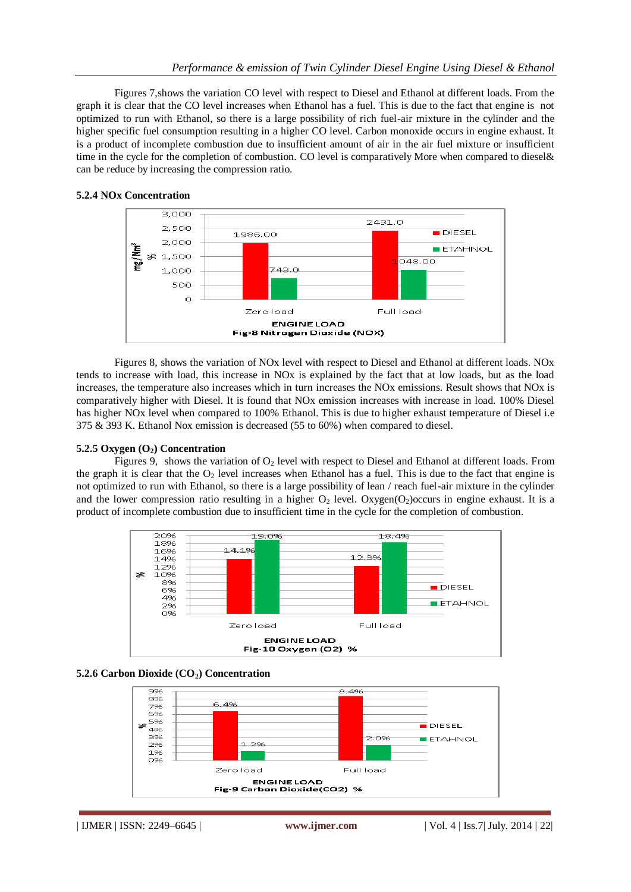Figures 7,shows the variation CO level with respect to Diesel and Ethanol at different loads. From the graph it is clear that the CO level increases when Ethanol has a fuel. This is due to the fact that engine is not optimized to run with Ethanol, so there is a large possibility of rich fuel-air mixture in the cylinder and the higher specific fuel consumption resulting in a higher CO level. Carbon monoxide occurs in engine exhaust. It is a product of incomplete combustion due to insufficient amount of air in the air fuel mixture or insufficient time in the cycle for the completion of combustion. CO level is comparatively More when compared to diesel& can be reduce by increasing the compression ratio.

#### 5.2.4 NOx Concentration

| ENGINE LOAD | DIESEL | ETAHNOL |
|---|---|---|
| Zero load | 1986.00 | 743.0 |
| Full load | 2431.0 | 1048.00 |

Fig-8 Nitrogen Dioxide (NOX)

Figures 8, shows the variation of NOx level with respect to Diesel and Ethanol at different loads. NOx tends to increase with load, this increase in NOx is explained by the fact that at low loads, but as the load increases, the temperature also increases which in turn increases the NOx emissions. Result shows that NOx is comparatively higher with Diesel. It is found that NOx emission increases with increase in load. 100% Diesel has higher NOx level when compared to 100% Ethanol. This is due to higher exhaust temperature of Diesel i.e 375 & 393 K. Ethanol Nox emission is decreased (55 to 60%) when compared to diesel.

#### 5.2.5 Oxygen ($O_2$) Concentration

Figures 9, shows the variation of $O_2$ level with respect to Diesel and Ethanol at different loads. From the graph it is clear that the $O_2$ level increases when Ethanol has a fuel. This is due to the fact that engine is not optimized to run with Ethanol, so there is a large possibility of lean / reach fuel-air mixture in the cylinder and the lower compression ratio resulting in a higher $O_2$ level. Oxygen($O_2$)occurs in engine exhaust. It is a product of incomplete combustion due to insufficient time in the cycle for the completion of combustion.

| ENGINE LOAD | DIESEL | ETAHNOL |
|---|---|---|
| Zero load | 14.1% | 19.0% |
| Full load | 12.3% | 18.4% |

Fig-10 Oxygen (O2) %

#### 5.2.6 Carbon Dioxide ($CO_2$) Concentration

| ENGINE LOAD | DIESEL | ETAHNOL |
|---|---|---|
| Zero load | 6.4% | 1.2% |
| Full load | 8.4% | 2.0% |

Fig-9 Carbon Dioxide(CO2) %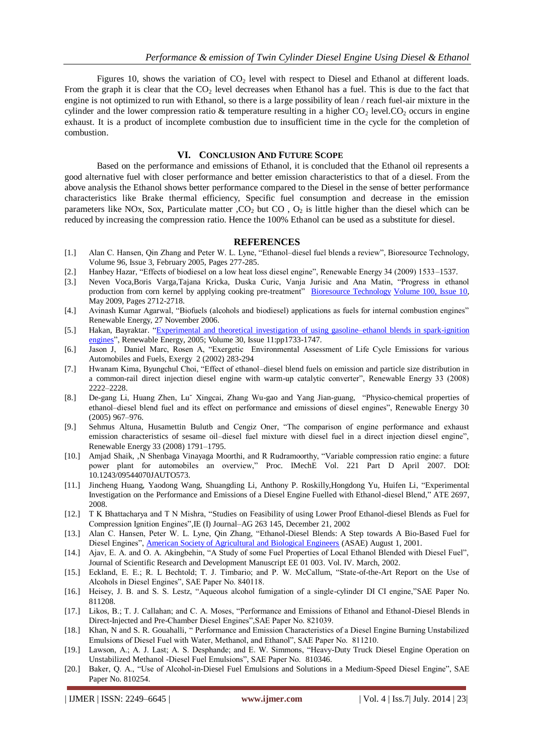Figures 10, shows the variation of $CO_2$ level with respect to Diesel and Ethanol at different loads. From the graph it is clear that the $CO_2$ level decreases when Ethanol has a fuel. This is due to the fact that engine is not optimized to run with Ethanol, so there is a large possibility of lean / reach fuel-air mixture in the cylinder and the lower compression ratio & temperature resulting in a higher $CO_2$ level.$CO_2$ occurs in engine exhaust. It is a product of incomplete combustion due to insufficient time in the cycle for the completion of combustion.

## VI. Conclusion And Future Scope

Based on the performance and emissions of Ethanol, it is concluded that the Ethanol oil represents a good alternative fuel with closer performance and better emission characteristics to that of a diesel. From the above analysis the Ethanol shows better performance compared to the Diesel in the sense of better performance characteristics like Brake thermal efficiency, Specific fuel consumption and decrease in the emission parameters like NOx, Sox, Particulate matter ,$CO_2$ but CO , $O_2$ is little higher than the diesel which can be reduced by increasing the compression ratio. Hence the 100% Ethanol can be used as a substitute for diesel.

## References

[1.] Alan C. Hansen, Qin Zhang and Peter W. L. Lyne, "Ethanol–diesel fuel blends a review", Bioresource Technology, Volume 96, Issue 3, February 2005, Pages 277-285.

[2.] Hanbey Hazar, "Effects of biodiesel on a low heat loss diesel engine", Renewable Energy 34 (2009) 1533–1537.

[3.] Neven Voca,Boris Varga,Tajana Kricka, Duska Curic, Vanja Jurisic and Ana Matin, "Progress in ethanol production from corn kernel by applying cooking pre-treatment" Bioresource Technology Volume 100, Issue 10, May 2009, Pages 2712-2718.

[4.] Avinash Kumar Agarwal, "Biofuels (alcohols and biodiesel) applications as fuels for internal combustion engines" Renewable Energy, 27 November 2006.

[5.] Hakan, Bayraktar. "Experimental and theoretical investigation of using gasoline–ethanol blends in spark-ignition engines", Renewable Energy, 2005; Volume 30, Issue 11:pp1733-1747.

[6.] Jason J, Daniel Marc, Rosen A, "Exergetic Environmental Assessment of Life Cycle Emissions for various Automobiles and Fuels, Exergy 2 (2002) 283-294

[7.] Hwanam Kima, Byungchul Choi, "Effect of ethanol–diesel blend fuels on emission and particle size distribution in a common-rail direct injection diesel engine with warm-up catalytic converter", Renewable Energy 33 (2008) 2222–2228.

[8.] De-gang Li, Huang Zhen, Luˇ Xingcai, Zhang Wu-gao and Yang Jian-guang, "Physico-chemical properties of ethanol–diesel blend fuel and its effect on performance and emissions of diesel engines", Renewable Energy 30 (2005) 967–976.

[9.] Sehmus Altuna, Husamettin Bulutb and Cengiz Oner, "The comparison of engine performance and exhaust emission characteristics of sesame oil–diesel fuel mixture with diesel fuel in a direct injection diesel engine", Renewable Energy 33 (2008) 1791–1795.

[10.] Amjad Shaik, ,N Shenbaga Vinayaga Moorthi, and R Rudramoorthy, "Variable compression ratio engine: a future power plant for automobiles an overview," Proc. IMechE Vol. 221 Part D April 2007. DOI: 10.1243/09544070JAUTO573.

[11.] Jincheng Huang, Yaodong Wang, Shuangding Li, Anthony P. Roskilly,Hongdong Yu, Huifen Li, "Experimental Investigation on the Performance and Emissions of a Diesel Engine Fuelled with Ethanol-diesel Blend," ATE 2697, 2008.

[12.] T K Bhattacharya and T N Mishra, "Studies on Feasibility of using Lower Proof Ethanol-diesel Blends as Fuel for Compression Ignition Engines",IE (I) Journal–AG 263 145, December 21, 2002

[13.] Alan C. Hansen, Peter W. L. Lyne, Qin Zhang, "Ethanol-Diesel Blends: A Step towards A Bio-Based Fuel for Diesel Engines", American Society of Agricultural and Biological Engineers (ASAE) August 1, 2001.

[14.] Ajav, E. A. and O. A. Akingbehin, "A Study of some Fuel Properties of Local Ethanol Blended with Diesel Fuel", Journal of Scientific Research and Development Manuscript EE 01 003. Vol. IV. March, 2002.

[15.] Eckland, E. E.; R. L Bechtold; T. J. Timbario; and P. W. McCallum, "State-of-the-Art Report on the Use of Alcohols in Diesel Engines", SAE Paper No. 840118.

[16.] Heisey, J. B. and S. S. Lestz, "Aqueous alcohol fumigation of a single-cylinder DI CI engine,"SAE Paper No. 811208.

[17.] Likos, B.; T. J. Callahan; and C. A. Moses, "Performance and Emissions of Ethanol and Ethanol-Diesel Blends in Direct-Injected and Pre-Chamber Diesel Engines",SAE Paper No. 821039.

[18.] Khan, N and S. R. Gouahalli, " Performance and Emission Characteristics of a Diesel Engine Burning Unstabilized Emulsions of Diesel Fuel with Water, Methanol, and Ethanol", SAE Paper No. 811210.

[19.] Lawson, A.; A. J. Last; A. S. Desphande; and E. W. Simmons, "Heavy-Duty Truck Diesel Engine Operation on Unstabilized Methanol -Diesel Fuel Emulsions", SAE Paper No. 810346.

[20.] Baker, Q. A., "Use of Alcohol-in-Diesel Fuel Emulsions and Solutions in a Medium-Speed Diesel Engine", SAE Paper No. 810254.